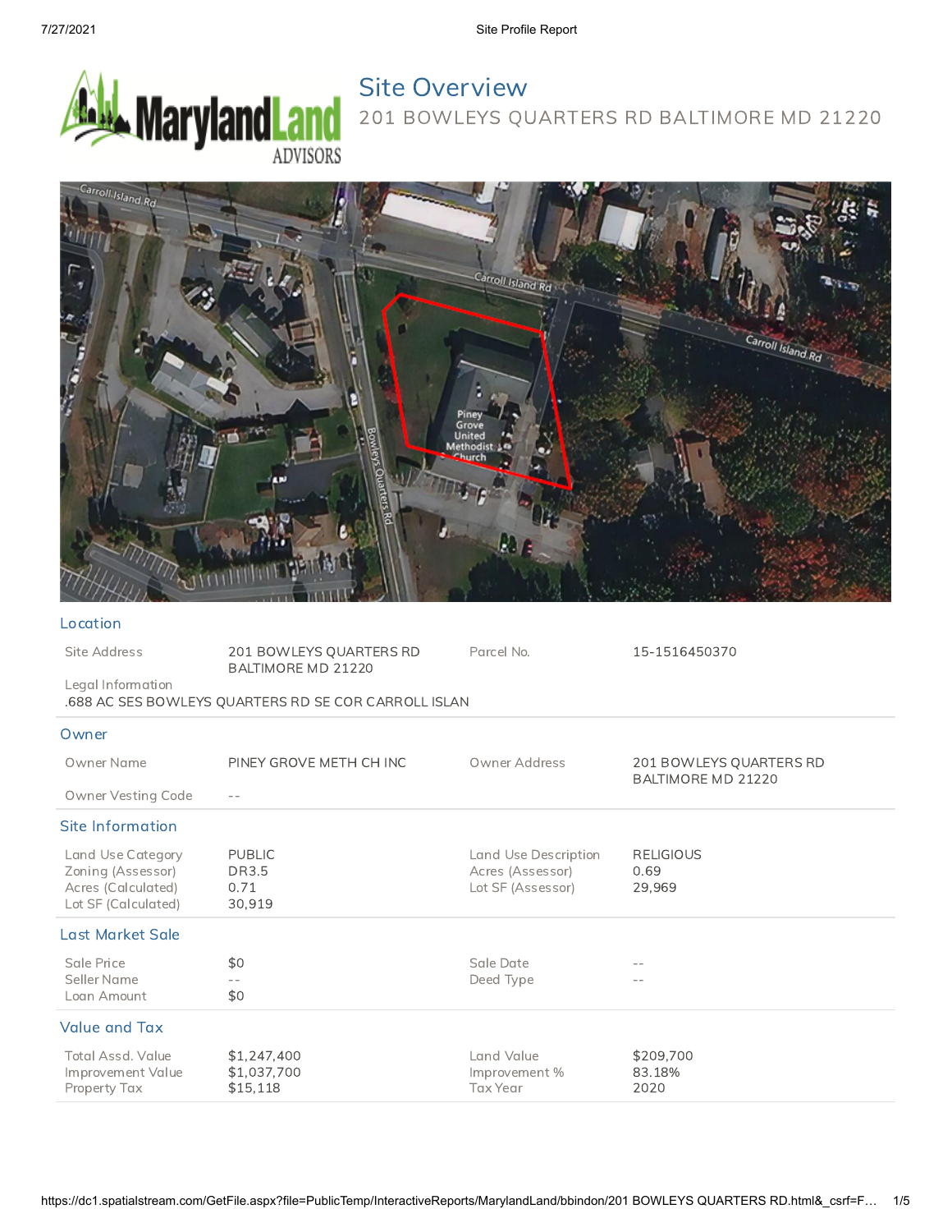# Site Overview

## 201 BOWLEYS QUARTERS RD BALTIMORE MD 21220

## Location

| | | | |
|---|---|---|---|
| Site Address | 201 BOWLEYS QUARTERS RD BALTIMORE MD 21220 | Parcel No. | 15-1516450370 |

Legal Information
.688 AC SES BOWLEYS QUARTERS RD SE COR CARROLL ISLAN

## Owner

| | | | |
|---|---|---|---|
| Owner Name | PINEY GROVE METH CH INC | Owner Address | 201 BOWLEYS QUARTERS RD BALTIMORE MD 21220 |
| Owner Vesting Code | -- | | |

## Site Information

| | | | |
|---|---|---|---|
| Land Use Category | PUBLIC | Land Use Description | RELIGIOUS |
| Zoning (Assessor) | DR3.5 | Acres (Assessor) | 0.69 |
| Acres (Calculated) | 0.71 | Lot SF (Assessor) | 29,969 |
| Lot SF (Calculated) | 30,919 | | |

## Last Market Sale

| | | | |
|---|---|---|---|
| Sale Price | $0 | Sale Date | -- |
| Seller Name | -- | Deed Type | -- |
| Loan Amount | $0 | | |

## Value and Tax

| | | | |
|---|---|---|---|
| Total Assd. Value | $1,247,400 | Land Value | $209,700 |
| Improvement Value | $1,037,700 | Improvement % | 83.18% |
| Property Tax | $15,118 | Tax Year | 2020 |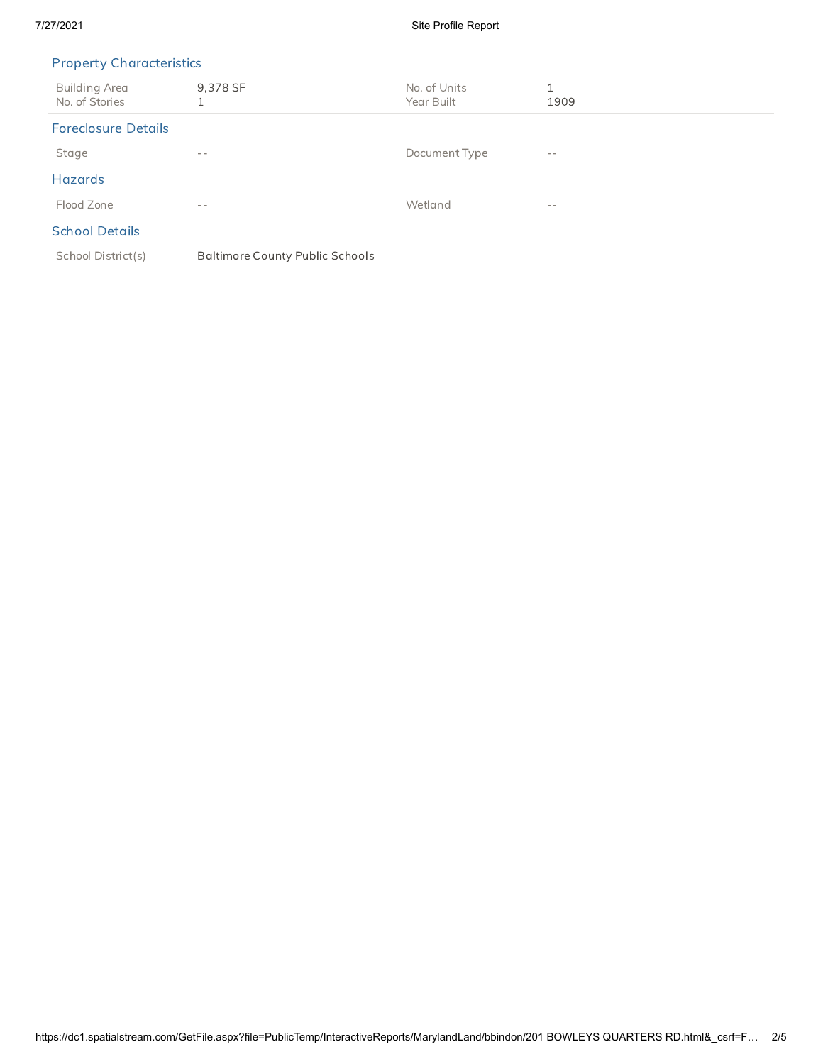## Property Characteristics

| | | | |
|---|---|---|---|
| Building Area | 9,378 SF | No. of Units | 1 |
| No. of Stories | 1 | Year Built | 1909 |

## Foreclosure Details

| | | | |
|---|---|---|---|
| Stage | -- | Document Type | -- |

## Hazards

| | | | |
|---|---|---|---|
| Flood Zone | -- | Wetland | -- |

## School Details

| | |
|---|---|
| School District(s) | Baltimore County Public Schools |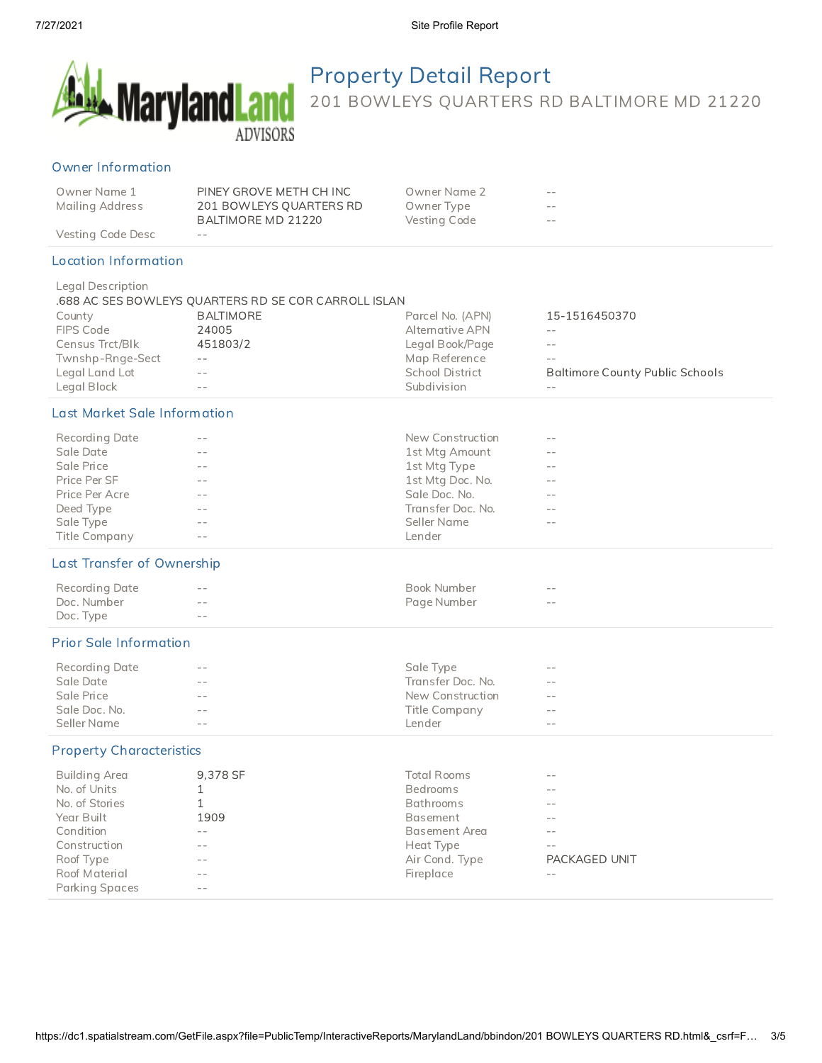# Property Detail Report

201 BOWLEYS QUARTERS RD BALTIMORE MD 21220

## Owner Information

| | | | |
|---|---|---|---|
| Owner Name 1 | PINEY GROVE METH CH INC | Owner Name 2 | -- |
| Mailing Address | 201 BOWLEYS QUARTERS RD BALTIMORE MD 21220 | Owner Type | -- |
| | | Vesting Code | -- |
| Vesting Code Desc | -- | | |

## Location Information

Legal Description
.688 AC SES BOWLEYS QUARTERS RD SE COR CARROLL ISLAN

| | | | |
|---|---|---|---|
| County | BALTIMORE | Parcel No. (APN) | 15-1516450370 |
| FIPS Code | 24005 | Alternative APN | -- |
| Census Trct/Blk | 451803/2 | Legal Book/Page | -- |
| Twnshp-Rnge-Sect | -- | Map Reference | -- |
| Legal Land Lot | -- | School District | Baltimore County Public Schools |
| Legal Block | -- | Subdivision | -- |

## Last Market Sale Information

| | | | |
|---|---|---|---|
| Recording Date | -- | New Construction | -- |
| Sale Date | -- | 1st Mtg Amount | -- |
| Sale Price | -- | 1st Mtg Type | -- |
| Price Per SF | -- | 1st Mtg Doc. No. | -- |
| Price Per Acre | -- | Sale Doc. No. | -- |
| Deed Type | -- | Transfer Doc. No. | -- |
| Sale Type | -- | Seller Name | -- |
| Title Company | -- | Lender | |

## Last Transfer of Ownership

| | | | |
|---|---|---|---|
| Recording Date | -- | Book Number | -- |
| Doc. Number | -- | Page Number | -- |
| Doc. Type | -- | | |

## Prior Sale Information

| | | | |
|---|---|---|---|
| Recording Date | -- | Sale Type | -- |
| Sale Date | -- | Transfer Doc. No. | -- |
| Sale Price | -- | New Construction | -- |
| Sale Doc. No. | -- | Title Company | -- |
| Seller Name | -- | Lender | -- |

## Property Characteristics

| | | | |
|---|---|---|---|
| Building Area | 9,378 SF | Total Rooms | -- |
| No. of Units | 1 | Bedrooms | -- |
| No. of Stories | 1 | Bathrooms | -- |
| Year Built | 1909 | Basement | -- |
| Condition | -- | Basement Area | -- |
| Construction | -- | Heat Type | -- |
| Roof Type | -- | Air Cond. Type | PACKAGED UNIT |
| Roof Material | -- | Fireplace | -- |
| Parking Spaces | -- | | |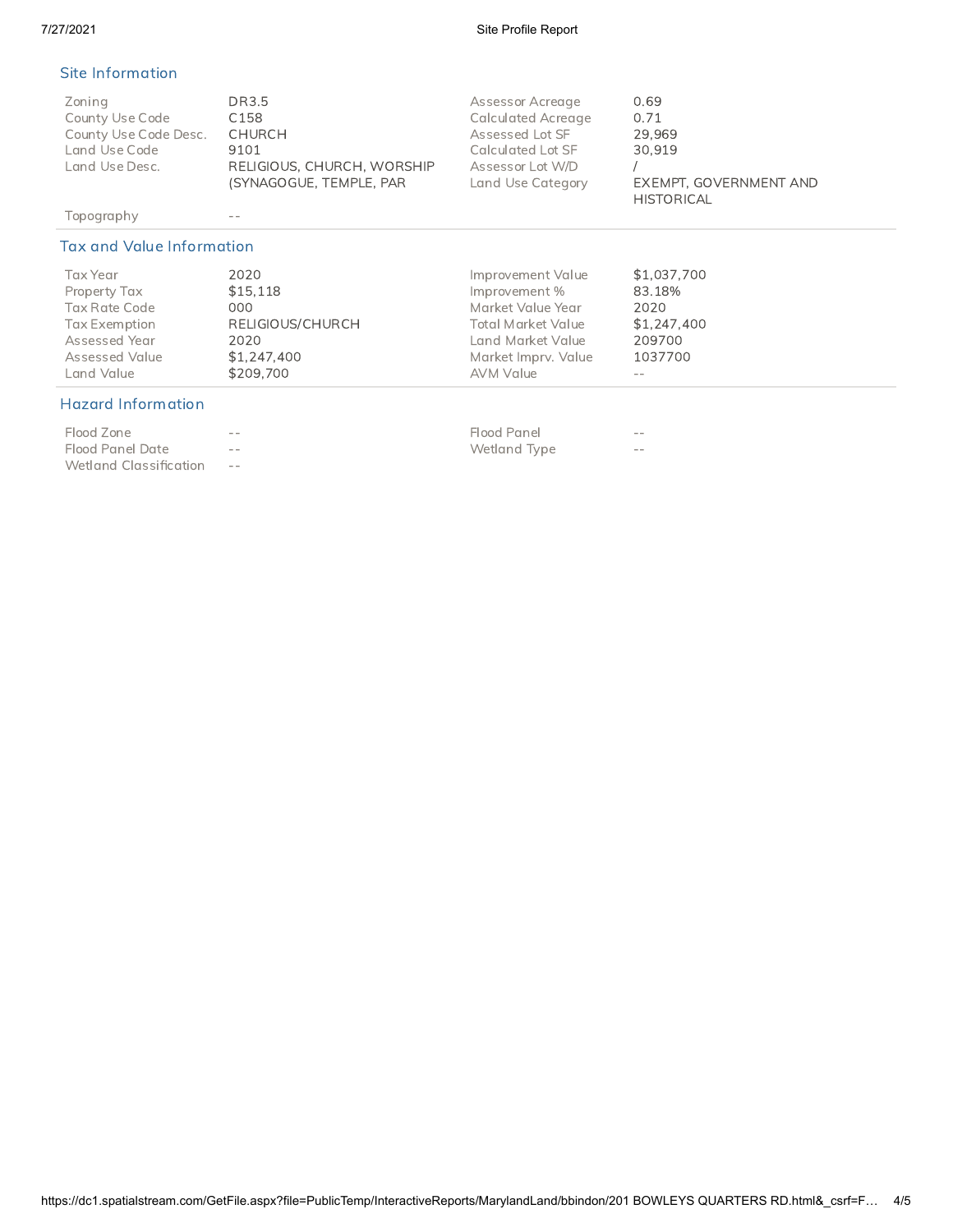## Site Information

| | | | |
|---|---|---|---|
| Zoning | DR3.5 | Assessor Acreage | 0.69 |
| County Use Code | C158 | Calculated Acreage | 0.71 |
| County Use Code Desc. | CHURCH | Assessed Lot SF | 29,969 |
| Land Use Code | 9101 | Calculated Lot SF | 30,919 |
| Land Use Desc. | RELIGIOUS, CHURCH, WORSHIP (SYNAGOGUE, TEMPLE, PAR | Assessor Lot W/D | / |
| | | Land Use Category | EXEMPT, GOVERNMENT AND HISTORICAL |
| Topography | -- | | |

## Tax and Value Information

| | | | |
|---|---|---|---|
| Tax Year | 2020 | Improvement Value | $1,037,700 |
| Property Tax | $15,118 | Improvement % | 83.18% |
| Tax Rate Code | 000 | Market Value Year | 2020 |
| Tax Exemption | RELIGIOUS/CHURCH | Total Market Value | $1,247,400 |
| Assessed Year | 2020 | Land Market Value | 209700 |
| Assessed Value | $1,247,400 | Market Imprv. Value | 1037700 |
| Land Value | $209,700 | AVM Value | -- |

## Hazard Information

| | | | |
|---|---|---|---|
| Flood Zone | -- | Flood Panel | -- |
| Flood Panel Date | -- | Wetland Type | -- |
| Wetland Classification | -- | | |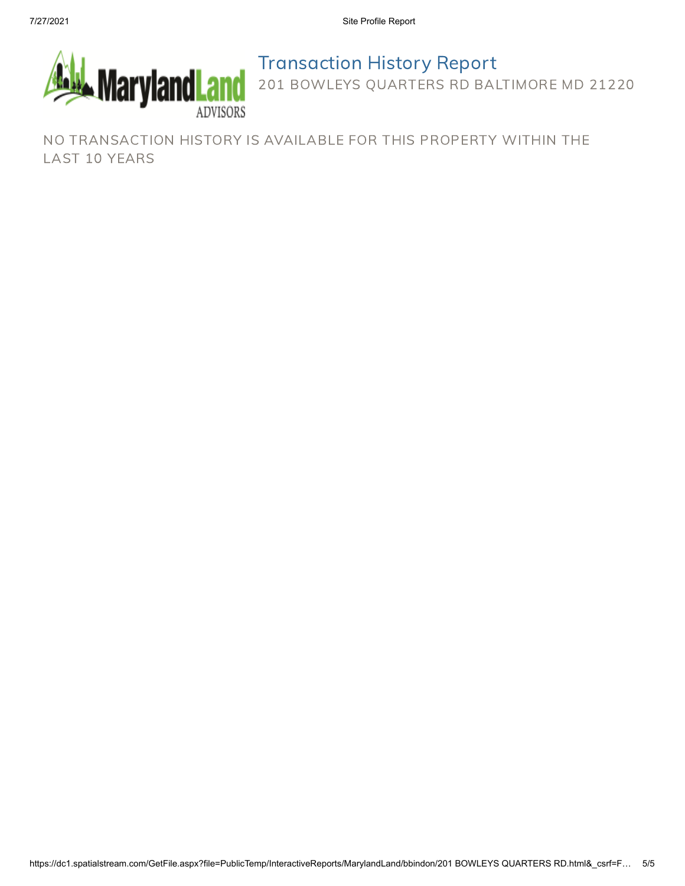# Transaction History Report

201 BOWLEYS QUARTERS RD BALTIMORE MD 21220

NO TRANSACTION HISTORY IS AVAILABLE FOR THIS PROPERTY WITHIN THE LAST 10 YEARS